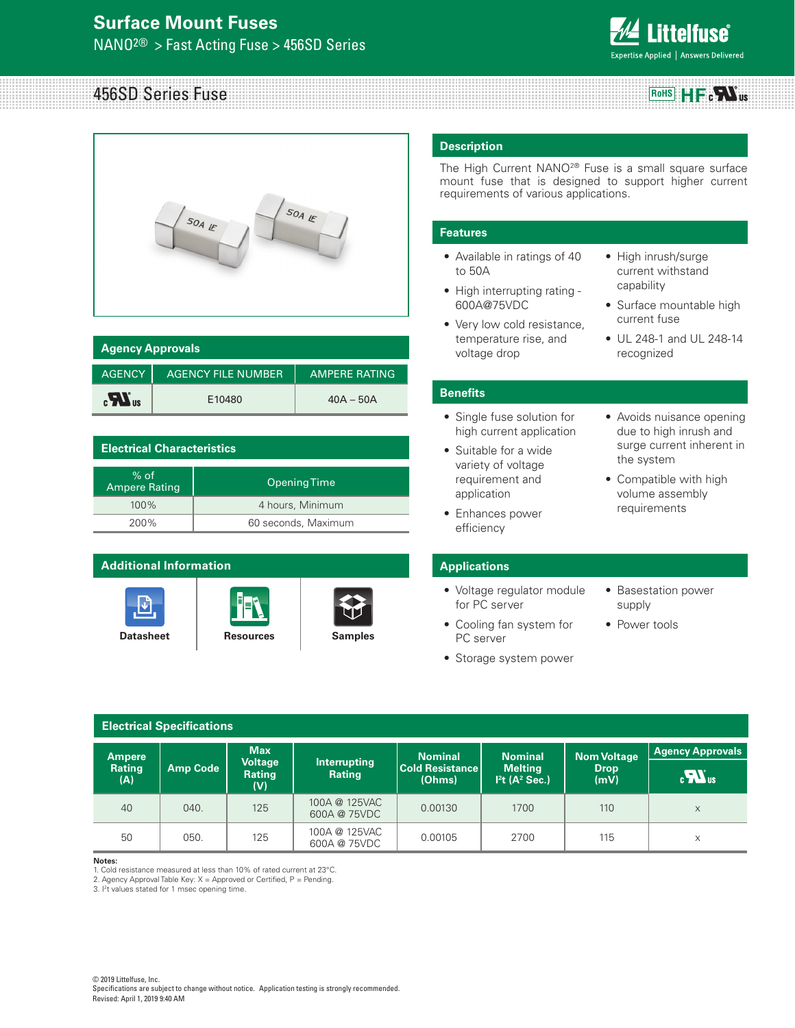# Surface Mount Fuses

NANO2® > Fast Acting Fuse > 456SD Series

## 456SD Series Fuse

RoHS HF cULus

## Agency Approvals

| AGENCY | AGENCY FILE NUMBER | AMPERE RATING |
|---|---|---|
| cULus | E10480 | 40A – 50A |

## Electrical Characteristics

| % of Ampere Rating | Opening Time |
|---|---|
| 100% | 4 hours, Minimum |
| 200% | 60 seconds, Maximum |

## Additional Information

Datasheet | Resources | Samples

## Description

The High Current NANO2® Fuse is a small square surface mount fuse that is designed to support higher current requirements of various applications.

## Features

- Available in ratings of 40 to 50A
- High interrupting rating - 600A@75VDC
- Very low cold resistance, temperature rise, and voltage drop
- High inrush/surge current withstand capability
- Surface mountable high current fuse
- UL 248-1 and UL 248-14 recognized

## Benefits

- Single fuse solution for high current application
- Suitable for a wide variety of voltage requirement and application
- Enhances power efficiency
- Avoids nuisance opening due to high inrush and surge current inherent in the system
- Compatible with high volume assembly requirements

## Applications

- Voltage regulator module for PC server
- Cooling fan system for PC server
- Storage system power
- Basestation power supply
- Power tools

## Electrical Specifications

| Ampere Rating (A) | Amp Code | Max Voltage Rating (V) | Interrupting Rating | Nominal Cold Resistance (Ohms) | Nominal Melting I²t (A² Sec.) | Nom Voltage Drop (mV) | Agency Approvals cULus |
|---|---|---|---|---|---|---|---|
| 40 | 040. | 125 | 100A @ 125VAC<br>600A @ 75VDC | 0.00130 | 1700 | 110 | x |
| 50 | 050. | 125 | 100A @ 125VAC<br>600A @ 75VDC | 0.00105 | 2700 | 115 | x |

**Notes:**
1. Cold resistance measured at less than 10% of rated current at 23°C.
2. Agency Approval Table Key: X = Approved or Certified, P = Pending.
3. I²t values stated for 1 msec opening time.

© 2019 Littelfuse, Inc.
Specifications are subject to change without notice. Application testing is strongly recommended.
Revised: April 1, 2019 9:40 AM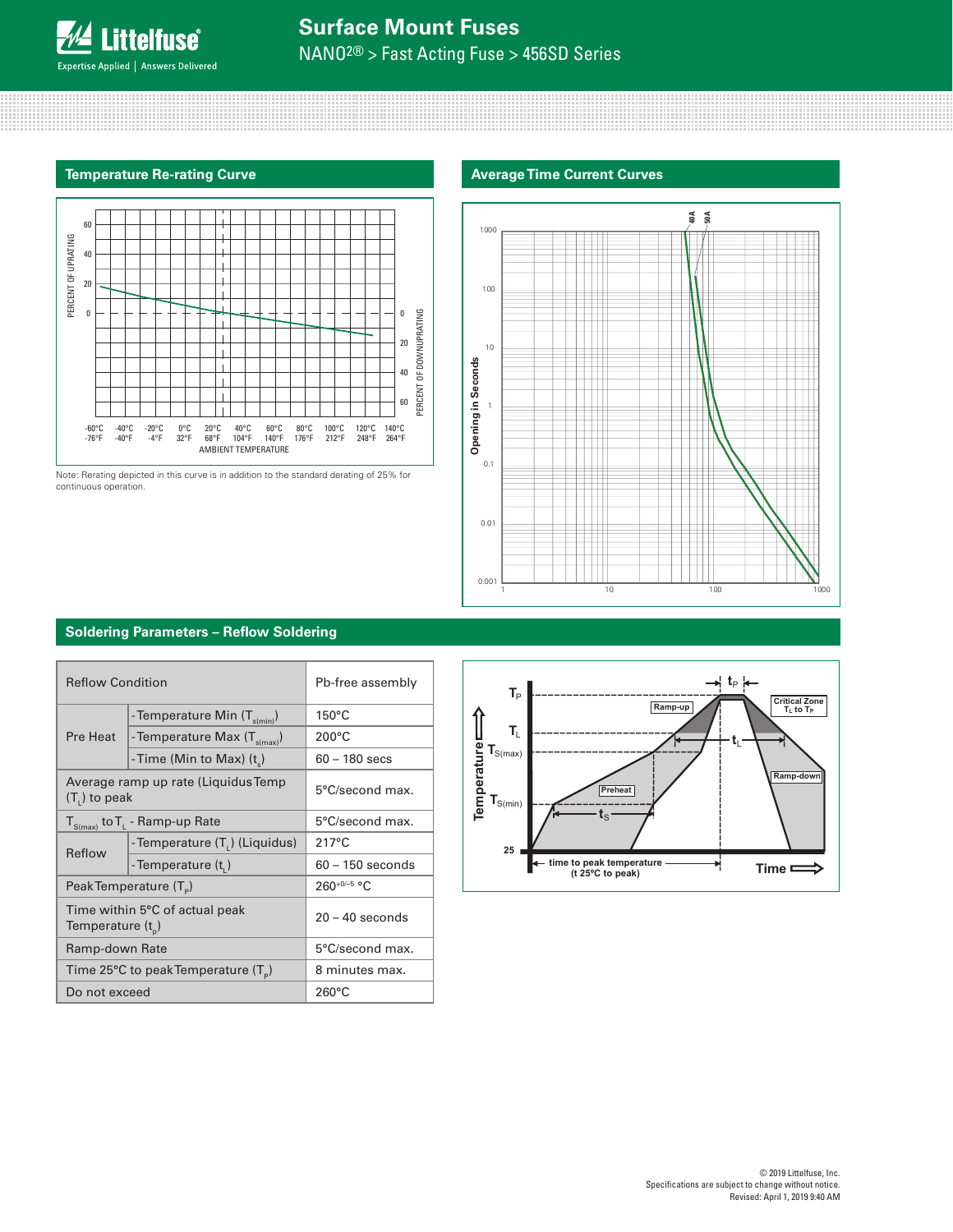## Temperature Re-rating Curve

Note: Rerating depicted in this curve is in addition to the standard derating of 25% for continuous operation.

## Average Time Current Curves

## Soldering Parameters – Reflow Soldering

| Reflow Condition | | Pb-free assembly |
|---|---|---|
| Pre Heat | - Temperature Min ($T_{s(min)}$) | 150°C |
| | - Temperature Max ($T_{s(max)}$) | 200°C |
| | - Time (Min to Max) ($t_s$) | 60 – 180 secs |
| Average ramp up rate (Liquidus Temp ($T_L$) to peak | | 5°C/second max. |
| $T_{S(max)}$ to $T_L$ - Ramp-up Rate | | 5°C/second max. |
| Reflow | - Temperature ($T_L$) (Liquidus) | 217°C |
| | - Temperature ($t_L$) | 60 – 150 seconds |
| Peak Temperature ($T_P$) | | $260^{+0/-5}$ °C |
| Time within 5°C of actual peak Temperature ($t_p$) | | 20 – 40 seconds |
| Ramp-down Rate | | 5°C/second max. |
| Time 25°C to peak Temperature ($T_P$) | | 8 minutes max. |
| Do not exceed | | 260°C |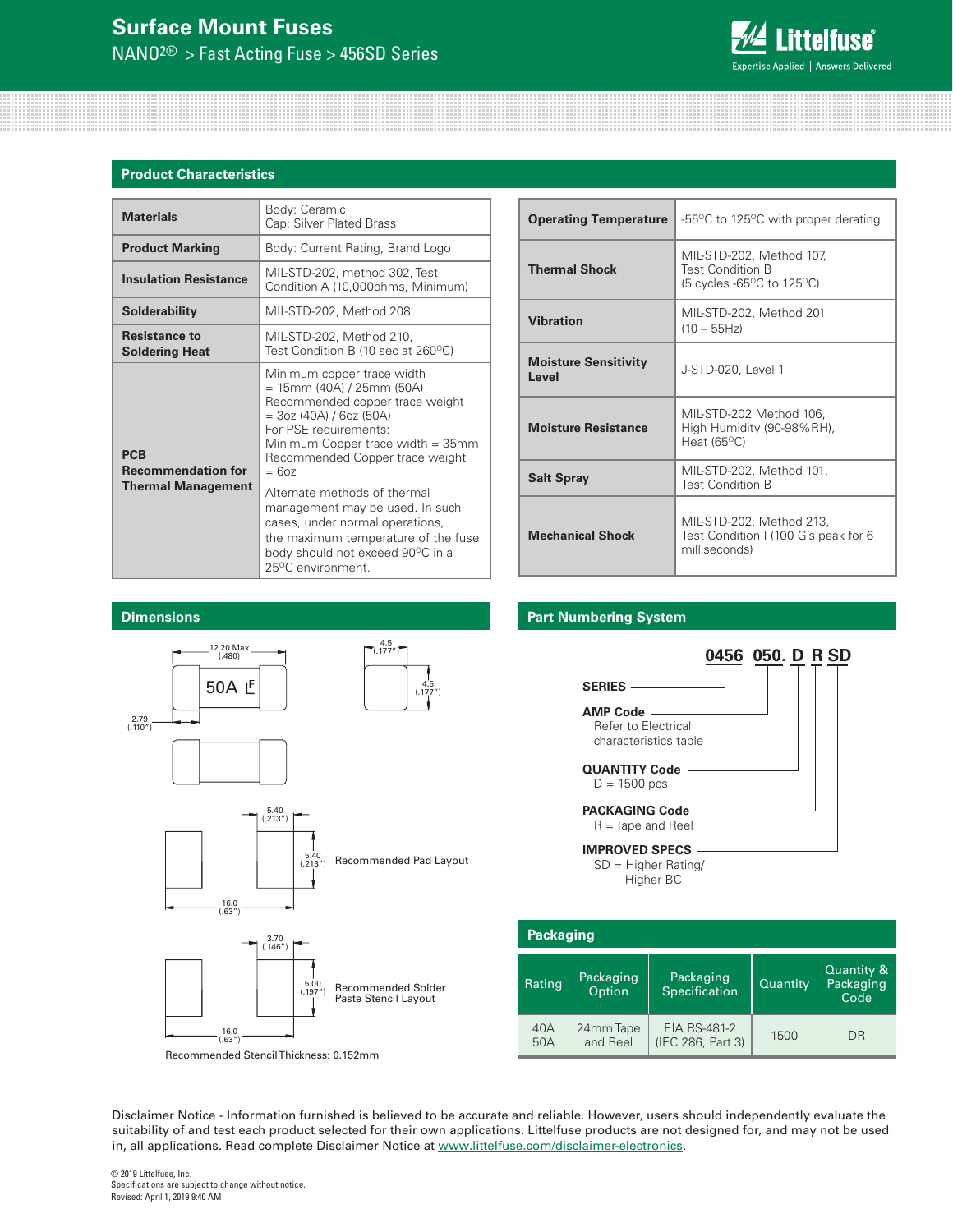## Product Characteristics

| | |
|---|---|
| **Materials** | Body: Ceramic<br>Cap: Silver Plated Brass |
| **Product Marking** | Body: Current Rating, Brand Logo |
| **Insulation Resistance** | MIL-STD-202, method 302, Test Condition A (10,000ohms, Minimum) |
| **Solderability** | MIL-STD-202, Method 208 |
| **Resistance to Soldering Heat** | MIL-STD-202, Method 210, Test Condition B (10 sec at 260°C) |
| **PCB Recommendation for Thermal Management** | Minimum copper trace width = 15mm (40A) / 25mm (50A)<br>Recommended copper trace weight = 3oz (40A) / 6oz (50A)<br>For PSE requirements:<br>Minimum Copper trace width = 35mm<br>Recommended Copper trace weight = 6oz<br><br>Alternate methods of thermal management may be used. In such cases, under normal operations, the maximum temperature of the fuse body should not exceed 90°C in a 25°C environment. |

| | |
|---|---|
| **Operating Temperature** | -55°C to 125°C with proper derating |
| **Thermal Shock** | MIL-STD-202, Method 107, Test Condition B (5 cycles -65°C to 125°C) |
| **Vibration** | MIL-STD-202, Method 201 (10 – 55Hz) |
| **Moisture Sensitivity Level** | J-STD-020, Level 1 |
| **Moisture Resistance** | MIL-STD-202 Method 106, High Humidity (90-98%RH), Heat (65°C) |
| **Salt Spray** | MIL-STD-202, Method 101, Test Condition B |
| **Mechanical Shock** | MIL-STD-202, Method 213, Test Condition I (100 G's peak for 6 milliseconds) |

## Dimensions

12.20 Max (.480)
50A
2.79 (.110")
4.5 (.177")
4.5 (.177")

5.40 (.213")
5.40 (.213")
16.0 (.63")
Recommended Pad Layout

3.70 (.146")
5.00 (.197")
16.0 (.63")
Recommended Solder Paste Stencil Layout

Recommended Stencil Thickness: 0.152mm

## Part Numbering System

**0456 050. D R SD**

**SERIES**

**AMP Code**
Refer to Electrical characteristics table

**QUANTITY Code**
D = 1500 pcs

**PACKAGING Code**
R = Tape and Reel

**IMPROVED SPECS**
SD = Higher Rating/ Higher BC

## Packaging

| Rating | Packaging Option | Packaging Specification | Quantity | Quantity & Packaging Code |
|---|---|---|---|---|
| 40A<br>50A | 24mm Tape and Reel | EIA RS-481-2 (IEC 286, Part 3) | 1500 | DR |

Disclaimer Notice - Information furnished is believed to be accurate and reliable. However, users should independently evaluate the suitability of and test each product selected for their own applications. Littelfuse products are not designed for, and may not be used in, all applications. Read complete Disclaimer Notice at www.littelfuse.com/disclaimer-electronics.

© 2019 Littelfuse, Inc.
Specifications are subject to change without notice.
Revised: April 1, 2019 9:40 AM